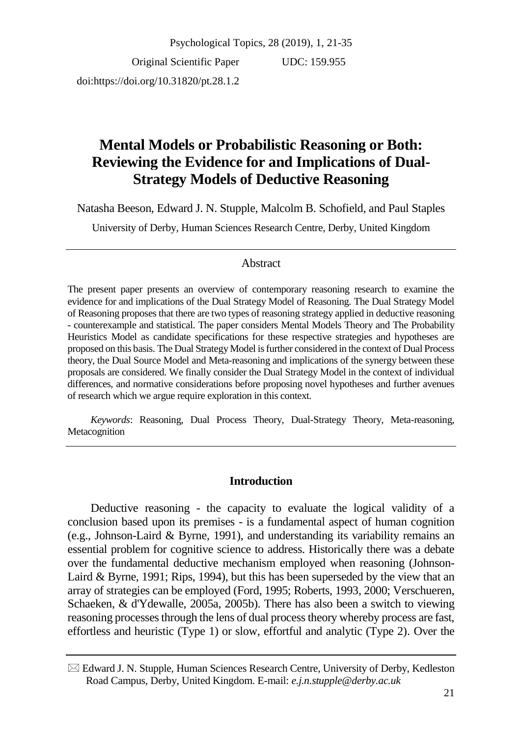Original Scientific Paper UDC: 159.955

doi:https://doi.org/10.31820/pt.28.1.2

# Mental Models or Probabilistic Reasoning or Both: Reviewing the Evidence for and Implications of Dual-Strategy Models of Deductive Reasoning

Natasha Beeson, Edward J. N. Stupple, Malcolm B. Schofield, and Paul Staples

University of Derby, Human Sciences Research Centre, Derby, United Kingdom

## Abstract

The present paper presents an overview of contemporary reasoning research to examine the evidence for and implications of the Dual Strategy Model of Reasoning. The Dual Strategy Model of Reasoning proposes that there are two types of reasoning strategy applied in deductive reasoning - counterexample and statistical. The paper considers Mental Models Theory and The Probability Heuristics Model as candidate specifications for these respective strategies and hypotheses are proposed on this basis. The Dual Strategy Model is further considered in the context of Dual Process theory, the Dual Source Model and Meta-reasoning and implications of the synergy between these proposals are considered. We finally consider the Dual Strategy Model in the context of individual differences, and normative considerations before proposing novel hypotheses and further avenues of research which we argue require exploration in this context.

*Keywords*: Reasoning, Dual Process Theory, Dual-Strategy Theory, Meta-reasoning, Metacognition

## Introduction

Deductive reasoning - the capacity to evaluate the logical validity of a conclusion based upon its premises - is a fundamental aspect of human cognition (e.g., Johnson-Laird & Byrne, 1991), and understanding its variability remains an essential problem for cognitive science to address. Historically there was a debate over the fundamental deductive mechanism employed when reasoning (Johnson-Laird & Byrne, 1991; Rips, 1994), but this has been superseded by the view that an array of strategies can be employed (Ford, 1995; Roberts, 1993, 2000; Verschueren, Schaeken, & d'Ydewalle, 2005a, 2005b). There has also been a switch to viewing reasoning processes through the lens of dual process theory whereby process are fast, effortless and heuristic (Type 1) or slow, effortful and analytic (Type 2). Over the

✉ Edward J. N. Stupple, Human Sciences Research Centre, University of Derby, Kedleston Road Campus, Derby, United Kingdom. E-mail: *e.j.n.stupple@derby.ac.uk*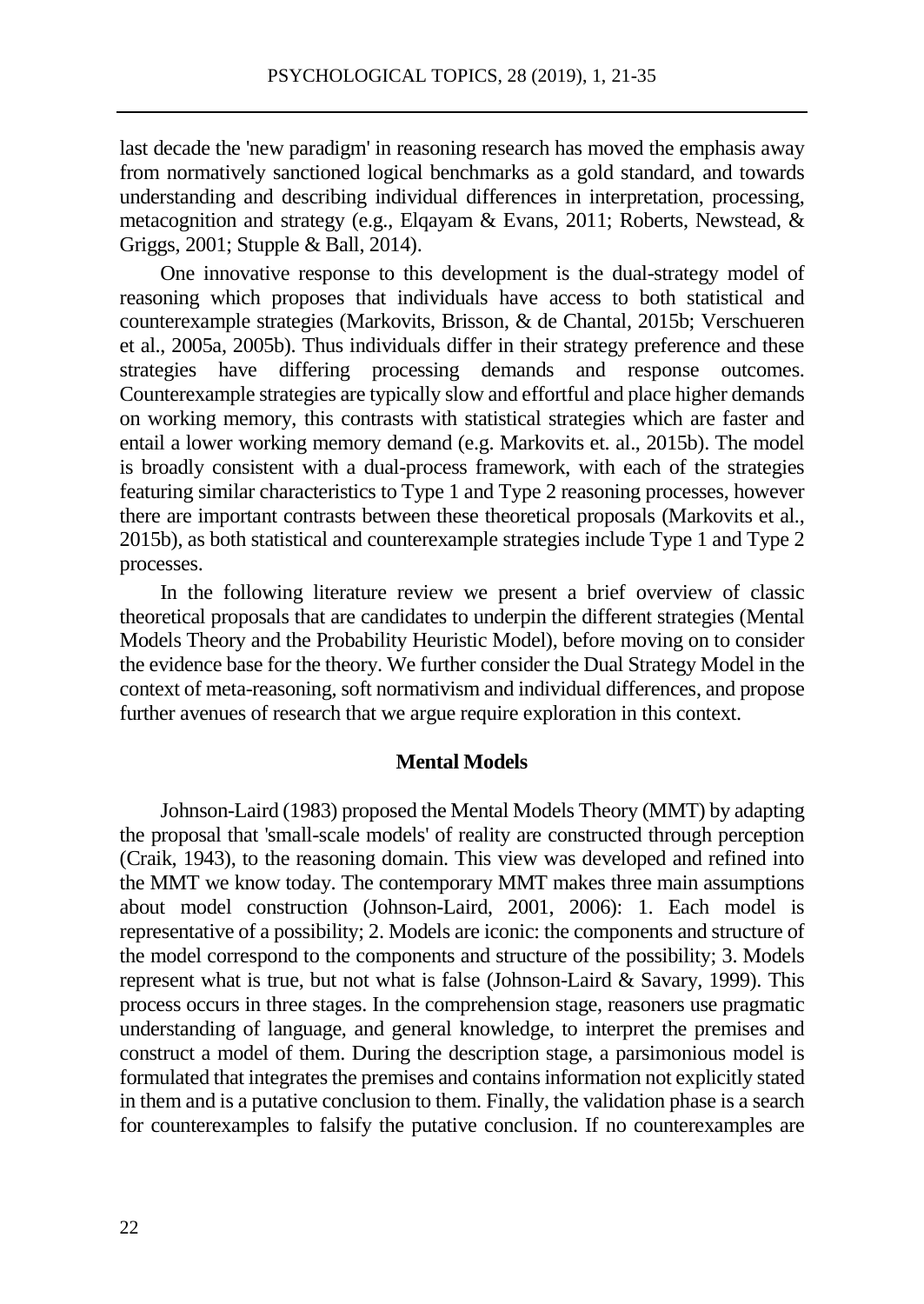last decade the 'new paradigm' in reasoning research has moved the emphasis away from normatively sanctioned logical benchmarks as a gold standard, and towards understanding and describing individual differences in interpretation, processing, metacognition and strategy (e.g., Elqayam & Evans, 2011; Roberts, Newstead, & Griggs, 2001; Stupple & Ball, 2014).

One innovative response to this development is the dual-strategy model of reasoning which proposes that individuals have access to both statistical and counterexample strategies (Markovits, Brisson, & de Chantal, 2015b; Verschueren et al., 2005a, 2005b). Thus individuals differ in their strategy preference and these strategies have differing processing demands and response outcomes. Counterexample strategies are typically slow and effortful and place higher demands on working memory, this contrasts with statistical strategies which are faster and entail a lower working memory demand (e.g. Markovits et. al., 2015b). The model is broadly consistent with a dual-process framework, with each of the strategies featuring similar characteristics to Type 1 and Type 2 reasoning processes, however there are important contrasts between these theoretical proposals (Markovits et al., 2015b), as both statistical and counterexample strategies include Type 1 and Type 2 processes.

In the following literature review we present a brief overview of classic theoretical proposals that are candidates to underpin the different strategies (Mental Models Theory and the Probability Heuristic Model), before moving on to consider the evidence base for the theory. We further consider the Dual Strategy Model in the context of meta-reasoning, soft normativism and individual differences, and propose further avenues of research that we argue require exploration in this context.

## Mental Models

Johnson-Laird (1983) proposed the Mental Models Theory (MMT) by adapting the proposal that 'small-scale models' of reality are constructed through perception (Craik, 1943), to the reasoning domain. This view was developed and refined into the MMT we know today. The contemporary MMT makes three main assumptions about model construction (Johnson-Laird, 2001, 2006): 1. Each model is representative of a possibility; 2. Models are iconic: the components and structure of the model correspond to the components and structure of the possibility; 3. Models represent what is true, but not what is false (Johnson-Laird & Savary, 1999). This process occurs in three stages. In the comprehension stage, reasoners use pragmatic understanding of language, and general knowledge, to interpret the premises and construct a model of them. During the description stage, a parsimonious model is formulated that integrates the premises and contains information not explicitly stated in them and is a putative conclusion to them. Finally, the validation phase is a search for counterexamples to falsify the putative conclusion. If no counterexamples are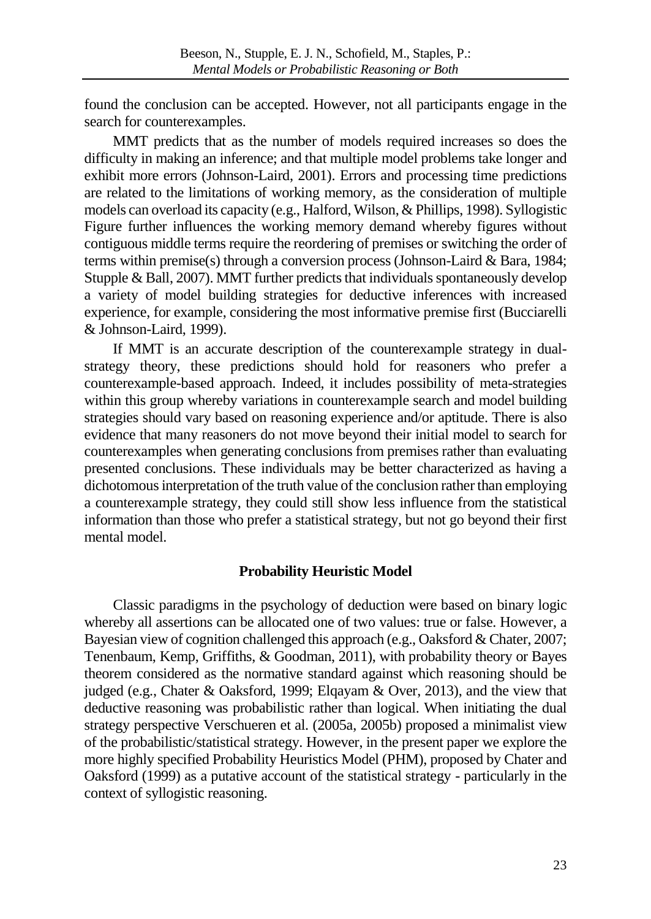found the conclusion can be accepted. However, not all participants engage in the search for counterexamples.

MMT predicts that as the number of models required increases so does the difficulty in making an inference; and that multiple model problems take longer and exhibit more errors (Johnson-Laird, 2001). Errors and processing time predictions are related to the limitations of working memory, as the consideration of multiple models can overload its capacity (e.g., Halford, Wilson, & Phillips, 1998). Syllogistic Figure further influences the working memory demand whereby figures without contiguous middle terms require the reordering of premises or switching the order of terms within premise(s) through a conversion process (Johnson-Laird & Bara, 1984; Stupple & Ball, 2007). MMT further predicts that individuals spontaneously develop a variety of model building strategies for deductive inferences with increased experience, for example, considering the most informative premise first (Bucciarelli & Johnson-Laird, 1999).

If MMT is an accurate description of the counterexample strategy in dual-strategy theory, these predictions should hold for reasoners who prefer a counterexample-based approach. Indeed, it includes possibility of meta-strategies within this group whereby variations in counterexample search and model building strategies should vary based on reasoning experience and/or aptitude. There is also evidence that many reasoners do not move beyond their initial model to search for counterexamples when generating conclusions from premises rather than evaluating presented conclusions. These individuals may be better characterized as having a dichotomous interpretation of the truth value of the conclusion rather than employing a counterexample strategy, they could still show less influence from the statistical information than those who prefer a statistical strategy, but not go beyond their first mental model.

## Probability Heuristic Model

Classic paradigms in the psychology of deduction were based on binary logic whereby all assertions can be allocated one of two values: true or false. However, a Bayesian view of cognition challenged this approach (e.g., Oaksford & Chater, 2007; Tenenbaum, Kemp, Griffiths, & Goodman, 2011), with probability theory or Bayes theorem considered as the normative standard against which reasoning should be judged (e.g., Chater & Oaksford, 1999; Elqayam & Over, 2013), and the view that deductive reasoning was probabilistic rather than logical. When initiating the dual strategy perspective Verschueren et al. (2005a, 2005b) proposed a minimalist view of the probabilistic/statistical strategy. However, in the present paper we explore the more highly specified Probability Heuristics Model (PHM), proposed by Chater and Oaksford (1999) as a putative account of the statistical strategy - particularly in the context of syllogistic reasoning.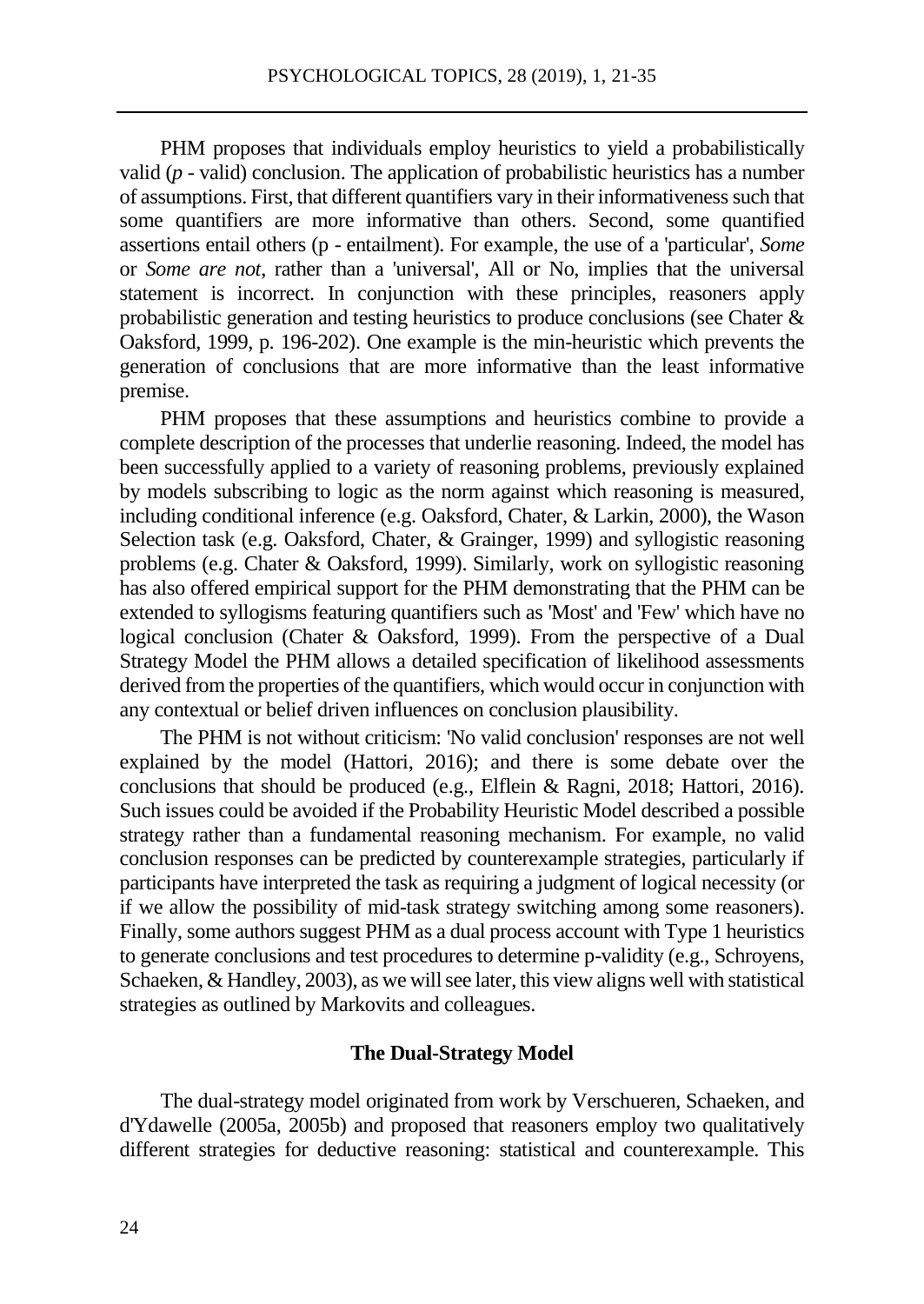PHM proposes that individuals employ heuristics to yield a probabilistically valid (*p* - valid) conclusion. The application of probabilistic heuristics has a number of assumptions. First, that different quantifiers vary in their informativeness such that some quantifiers are more informative than others. Second, some quantified assertions entail others (p - entailment). For example, the use of a 'particular', *Some* or *Some are not*, rather than a 'universal', All or No, implies that the universal statement is incorrect. In conjunction with these principles, reasoners apply probabilistic generation and testing heuristics to produce conclusions (see Chater & Oaksford, 1999, p. 196-202). One example is the min-heuristic which prevents the generation of conclusions that are more informative than the least informative premise.

PHM proposes that these assumptions and heuristics combine to provide a complete description of the processes that underlie reasoning. Indeed, the model has been successfully applied to a variety of reasoning problems, previously explained by models subscribing to logic as the norm against which reasoning is measured, including conditional inference (e.g. Oaksford, Chater, & Larkin, 2000), the Wason Selection task (e.g. Oaksford, Chater, & Grainger, 1999) and syllogistic reasoning problems (e.g. Chater & Oaksford, 1999). Similarly, work on syllogistic reasoning has also offered empirical support for the PHM demonstrating that the PHM can be extended to syllogisms featuring quantifiers such as 'Most' and 'Few' which have no logical conclusion (Chater & Oaksford, 1999). From the perspective of a Dual Strategy Model the PHM allows a detailed specification of likelihood assessments derived from the properties of the quantifiers, which would occur in conjunction with any contextual or belief driven influences on conclusion plausibility.

The PHM is not without criticism: 'No valid conclusion' responses are not well explained by the model (Hattori, 2016); and there is some debate over the conclusions that should be produced (e.g., Elflein & Ragni, 2018; Hattori, 2016). Such issues could be avoided if the Probability Heuristic Model described a possible strategy rather than a fundamental reasoning mechanism. For example, no valid conclusion responses can be predicted by counterexample strategies, particularly if participants have interpreted the task as requiring a judgment of logical necessity (or if we allow the possibility of mid-task strategy switching among some reasoners). Finally, some authors suggest PHM as a dual process account with Type 1 heuristics to generate conclusions and test procedures to determine p-validity (e.g., Schroyens, Schaeken, & Handley, 2003), as we will see later, this view aligns well with statistical strategies as outlined by Markovits and colleagues.

## The Dual-Strategy Model

The dual-strategy model originated from work by Verschueren, Schaeken, and d'Ydawelle (2005a, 2005b) and proposed that reasoners employ two qualitatively different strategies for deductive reasoning: statistical and counterexample. This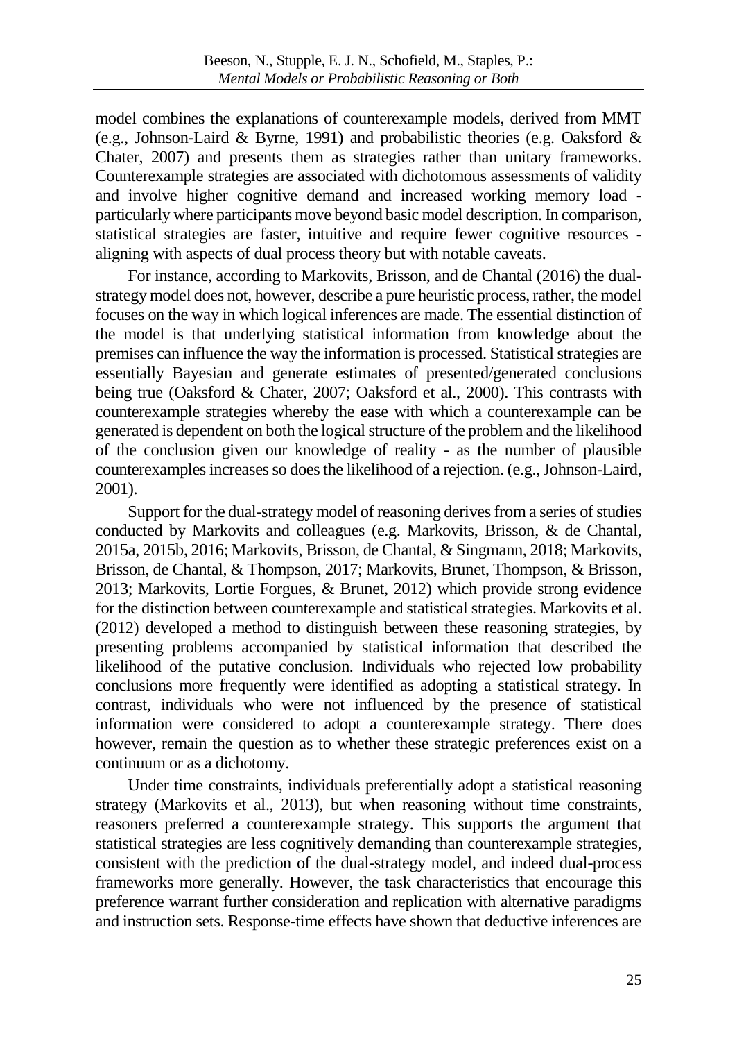model combines the explanations of counterexample models, derived from MMT (e.g., Johnson-Laird & Byrne, 1991) and probabilistic theories (e.g. Oaksford & Chater, 2007) and presents them as strategies rather than unitary frameworks. Counterexample strategies are associated with dichotomous assessments of validity and involve higher cognitive demand and increased working memory load - particularly where participants move beyond basic model description. In comparison, statistical strategies are faster, intuitive and require fewer cognitive resources - aligning with aspects of dual process theory but with notable caveats.

For instance, according to Markovits, Brisson, and de Chantal (2016) the dual-strategy model does not, however, describe a pure heuristic process, rather, the model focuses on the way in which logical inferences are made. The essential distinction of the model is that underlying statistical information from knowledge about the premises can influence the way the information is processed. Statistical strategies are essentially Bayesian and generate estimates of presented/generated conclusions being true (Oaksford & Chater, 2007; Oaksford et al., 2000). This contrasts with counterexample strategies whereby the ease with which a counterexample can be generated is dependent on both the logical structure of the problem and the likelihood of the conclusion given our knowledge of reality - as the number of plausible counterexamples increases so does the likelihood of a rejection. (e.g., Johnson-Laird, 2001).

Support for the dual-strategy model of reasoning derives from a series of studies conducted by Markovits and colleagues (e.g. Markovits, Brisson, & de Chantal, 2015a, 2015b, 2016; Markovits, Brisson, de Chantal, & Singmann, 2018; Markovits, Brisson, de Chantal, & Thompson, 2017; Markovits, Brunet, Thompson, & Brisson, 2013; Markovits, Lortie Forgues, & Brunet, 2012) which provide strong evidence for the distinction between counterexample and statistical strategies. Markovits et al. (2012) developed a method to distinguish between these reasoning strategies, by presenting problems accompanied by statistical information that described the likelihood of the putative conclusion. Individuals who rejected low probability conclusions more frequently were identified as adopting a statistical strategy. In contrast, individuals who were not influenced by the presence of statistical information were considered to adopt a counterexample strategy. There does however, remain the question as to whether these strategic preferences exist on a continuum or as a dichotomy.

Under time constraints, individuals preferentially adopt a statistical reasoning strategy (Markovits et al., 2013), but when reasoning without time constraints, reasoners preferred a counterexample strategy. This supports the argument that statistical strategies are less cognitively demanding than counterexample strategies, consistent with the prediction of the dual-strategy model, and indeed dual-process frameworks more generally. However, the task characteristics that encourage this preference warrant further consideration and replication with alternative paradigms and instruction sets. Response-time effects have shown that deductive inferences are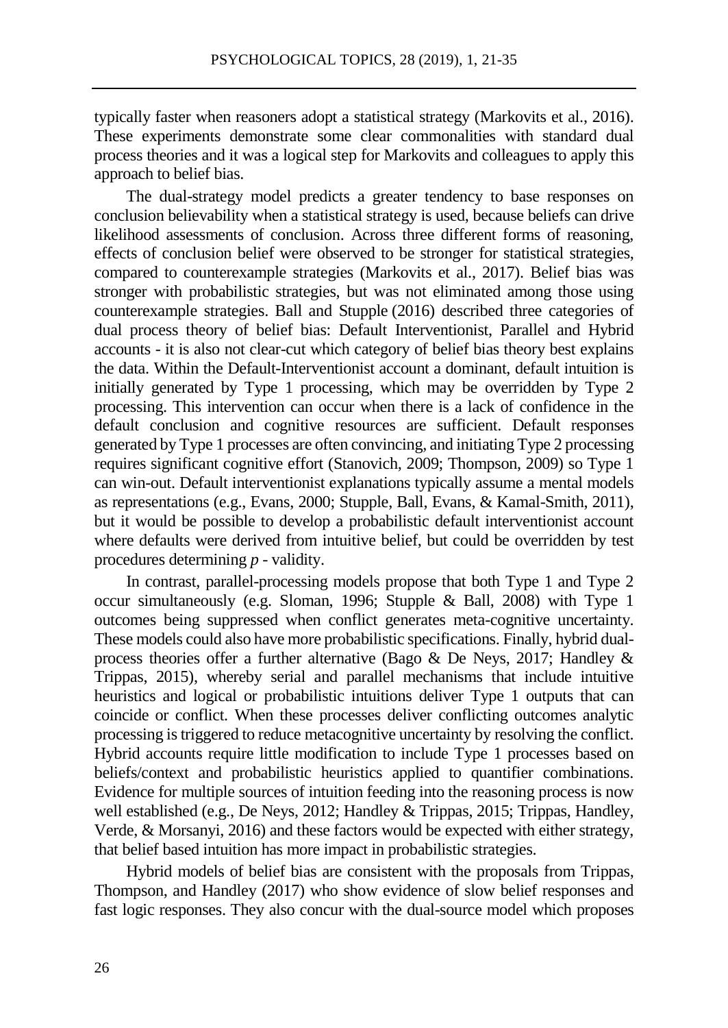typically faster when reasoners adopt a statistical strategy (Markovits et al., 2016). These experiments demonstrate some clear commonalities with standard dual process theories and it was a logical step for Markovits and colleagues to apply this approach to belief bias.

The dual-strategy model predicts a greater tendency to base responses on conclusion believability when a statistical strategy is used, because beliefs can drive likelihood assessments of conclusion. Across three different forms of reasoning, effects of conclusion belief were observed to be stronger for statistical strategies, compared to counterexample strategies (Markovits et al., 2017). Belief bias was stronger with probabilistic strategies, but was not eliminated among those using counterexample strategies. Ball and Stupple (2016) described three categories of dual process theory of belief bias: Default Interventionist, Parallel and Hybrid accounts - it is also not clear-cut which category of belief bias theory best explains the data. Within the Default-Interventionist account a dominant, default intuition is initially generated by Type 1 processing, which may be overridden by Type 2 processing. This intervention can occur when there is a lack of confidence in the default conclusion and cognitive resources are sufficient. Default responses generated by Type 1 processes are often convincing, and initiating Type 2 processing requires significant cognitive effort (Stanovich, 2009; Thompson, 2009) so Type 1 can win-out. Default interventionist explanations typically assume a mental models as representations (e.g., Evans, 2000; Stupple, Ball, Evans, & Kamal-Smith, 2011), but it would be possible to develop a probabilistic default interventionist account where defaults were derived from intuitive belief, but could be overridden by test procedures determining *p* - validity.

In contrast, parallel-processing models propose that both Type 1 and Type 2 occur simultaneously (e.g. Sloman, 1996; Stupple & Ball, 2008) with Type 1 outcomes being suppressed when conflict generates meta-cognitive uncertainty. These models could also have more probabilistic specifications. Finally, hybrid dual-process theories offer a further alternative (Bago & De Neys, 2017; Handley & Trippas, 2015), whereby serial and parallel mechanisms that include intuitive heuristics and logical or probabilistic intuitions deliver Type 1 outputs that can coincide or conflict. When these processes deliver conflicting outcomes analytic processing is triggered to reduce metacognitive uncertainty by resolving the conflict. Hybrid accounts require little modification to include Type 1 processes based on beliefs/context and probabilistic heuristics applied to quantifier combinations. Evidence for multiple sources of intuition feeding into the reasoning process is now well established (e.g., De Neys, 2012; Handley & Trippas, 2015; Trippas, Handley, Verde, & Morsanyi, 2016) and these factors would be expected with either strategy, that belief based intuition has more impact in probabilistic strategies.

Hybrid models of belief bias are consistent with the proposals from Trippas, Thompson, and Handley (2017) who show evidence of slow belief responses and fast logic responses. They also concur with the dual-source model which proposes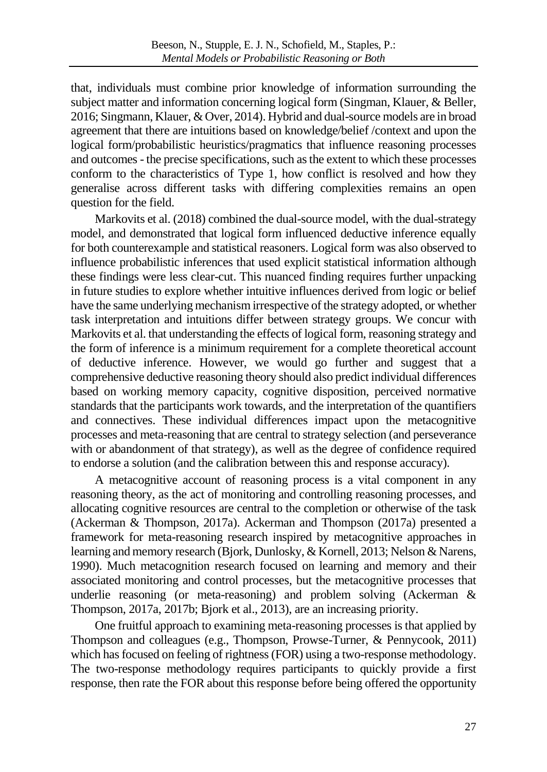that, individuals must combine prior knowledge of information surrounding the subject matter and information concerning logical form (Singman, Klauer, & Beller, 2016; Singmann, Klauer, & Over, 2014). Hybrid and dual-source models are in broad agreement that there are intuitions based on knowledge/belief /context and upon the logical form/probabilistic heuristics/pragmatics that influence reasoning processes and outcomes - the precise specifications, such as the extent to which these processes conform to the characteristics of Type 1, how conflict is resolved and how they generalise across different tasks with differing complexities remains an open question for the field.

Markovits et al. (2018) combined the dual-source model, with the dual-strategy model, and demonstrated that logical form influenced deductive inference equally for both counterexample and statistical reasoners. Logical form was also observed to influence probabilistic inferences that used explicit statistical information although these findings were less clear-cut. This nuanced finding requires further unpacking in future studies to explore whether intuitive influences derived from logic or belief have the same underlying mechanism irrespective of the strategy adopted, or whether task interpretation and intuitions differ between strategy groups. We concur with Markovits et al. that understanding the effects of logical form, reasoning strategy and the form of inference is a minimum requirement for a complete theoretical account of deductive inference. However, we would go further and suggest that a comprehensive deductive reasoning theory should also predict individual differences based on working memory capacity, cognitive disposition, perceived normative standards that the participants work towards, and the interpretation of the quantifiers and connectives. These individual differences impact upon the metacognitive processes and meta-reasoning that are central to strategy selection (and perseverance with or abandonment of that strategy), as well as the degree of confidence required to endorse a solution (and the calibration between this and response accuracy).

A metacognitive account of reasoning process is a vital component in any reasoning theory, as the act of monitoring and controlling reasoning processes, and allocating cognitive resources are central to the completion or otherwise of the task (Ackerman & Thompson, 2017a). Ackerman and Thompson (2017a) presented a framework for meta-reasoning research inspired by metacognitive approaches in learning and memory research (Bjork, Dunlosky, & Kornell, 2013; Nelson & Narens, 1990). Much metacognition research focused on learning and memory and their associated monitoring and control processes, but the metacognitive processes that underlie reasoning (or meta-reasoning) and problem solving (Ackerman & Thompson, 2017a, 2017b; Bjork et al., 2013), are an increasing priority.

One fruitful approach to examining meta-reasoning processes is that applied by Thompson and colleagues (e.g., Thompson, Prowse-Turner, & Pennycook, 2011) which has focused on feeling of rightness (FOR) using a two-response methodology. The two-response methodology requires participants to quickly provide a first response, then rate the FOR about this response before being offered the opportunity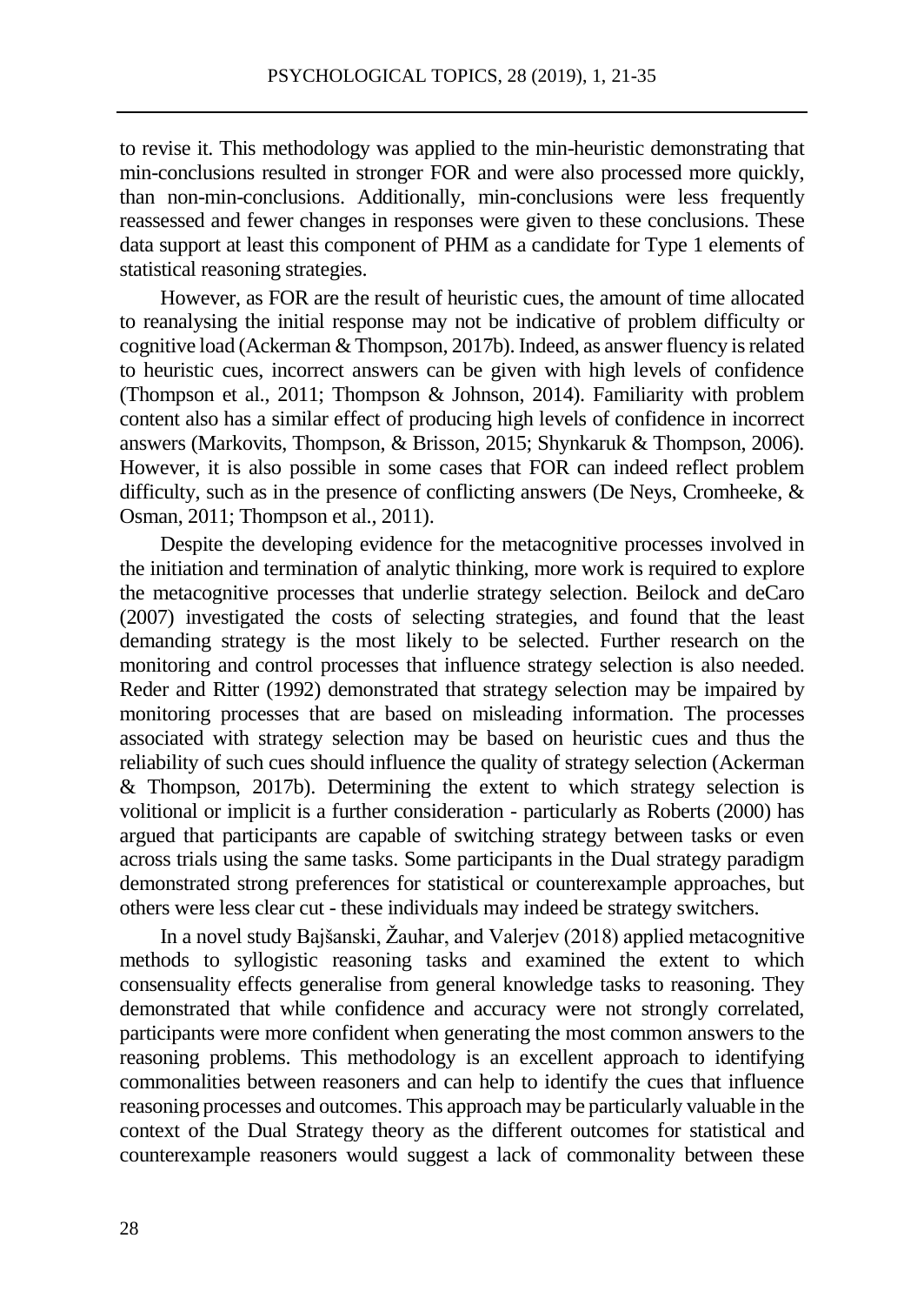to revise it. This methodology was applied to the min-heuristic demonstrating that min-conclusions resulted in stronger FOR and were also processed more quickly, than non-min-conclusions. Additionally, min-conclusions were less frequently reassessed and fewer changes in responses were given to these conclusions. These data support at least this component of PHM as a candidate for Type 1 elements of statistical reasoning strategies.

However, as FOR are the result of heuristic cues, the amount of time allocated to reanalysing the initial response may not be indicative of problem difficulty or cognitive load (Ackerman & Thompson, 2017b). Indeed, as answer fluency is related to heuristic cues, incorrect answers can be given with high levels of confidence (Thompson et al., 2011; Thompson & Johnson, 2014). Familiarity with problem content also has a similar effect of producing high levels of confidence in incorrect answers (Markovits, Thompson, & Brisson, 2015; Shynkaruk & Thompson, 2006). However, it is also possible in some cases that FOR can indeed reflect problem difficulty, such as in the presence of conflicting answers (De Neys, Cromheeke, & Osman, 2011; Thompson et al., 2011).

Despite the developing evidence for the metacognitive processes involved in the initiation and termination of analytic thinking, more work is required to explore the metacognitive processes that underlie strategy selection. Beilock and deCaro (2007) investigated the costs of selecting strategies, and found that the least demanding strategy is the most likely to be selected. Further research on the monitoring and control processes that influence strategy selection is also needed. Reder and Ritter (1992) demonstrated that strategy selection may be impaired by monitoring processes that are based on misleading information. The processes associated with strategy selection may be based on heuristic cues and thus the reliability of such cues should influence the quality of strategy selection (Ackerman & Thompson, 2017b). Determining the extent to which strategy selection is volitional or implicit is a further consideration - particularly as Roberts (2000) has argued that participants are capable of switching strategy between tasks or even across trials using the same tasks. Some participants in the Dual strategy paradigm demonstrated strong preferences for statistical or counterexample approaches, but others were less clear cut - these individuals may indeed be strategy switchers.

In a novel study Bajšanski, Žauhar, and Valerjev (2018) applied metacognitive methods to syllogistic reasoning tasks and examined the extent to which consensuality effects generalise from general knowledge tasks to reasoning. They demonstrated that while confidence and accuracy were not strongly correlated, participants were more confident when generating the most common answers to the reasoning problems. This methodology is an excellent approach to identifying commonalities between reasoners and can help to identify the cues that influence reasoning processes and outcomes. This approach may be particularly valuable in the context of the Dual Strategy theory as the different outcomes for statistical and counterexample reasoners would suggest a lack of commonality between these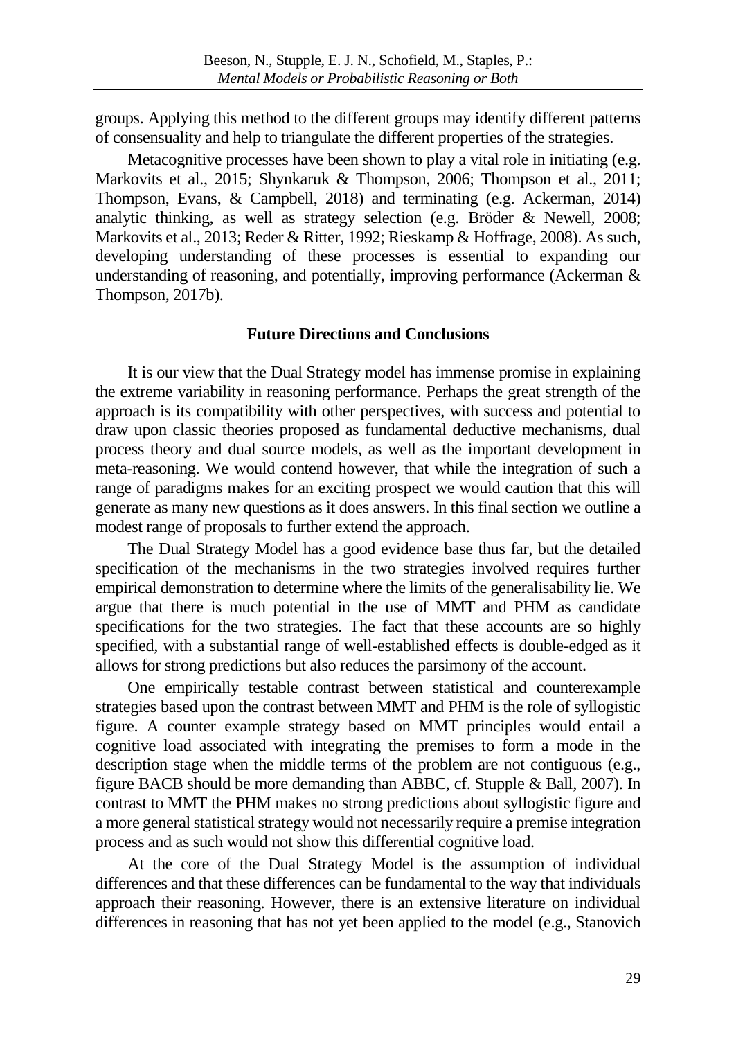groups. Applying this method to the different groups may identify different patterns of consensuality and help to triangulate the different properties of the strategies.

Metacognitive processes have been shown to play a vital role in initiating (e.g. Markovits et al., 2015; Shynkaruk & Thompson, 2006; Thompson et al., 2011; Thompson, Evans, & Campbell, 2018) and terminating (e.g. Ackerman, 2014) analytic thinking, as well as strategy selection (e.g. Bröder & Newell, 2008; Markovits et al., 2013; Reder & Ritter, 1992; Rieskamp & Hoffrage, 2008). As such, developing understanding of these processes is essential to expanding our understanding of reasoning, and potentially, improving performance (Ackerman & Thompson, 2017b).

## Future Directions and Conclusions

It is our view that the Dual Strategy model has immense promise in explaining the extreme variability in reasoning performance. Perhaps the great strength of the approach is its compatibility with other perspectives, with success and potential to draw upon classic theories proposed as fundamental deductive mechanisms, dual process theory and dual source models, as well as the important development in meta-reasoning. We would contend however, that while the integration of such a range of paradigms makes for an exciting prospect we would caution that this will generate as many new questions as it does answers. In this final section we outline a modest range of proposals to further extend the approach.

The Dual Strategy Model has a good evidence base thus far, but the detailed specification of the mechanisms in the two strategies involved requires further empirical demonstration to determine where the limits of the generalisability lie. We argue that there is much potential in the use of MMT and PHM as candidate specifications for the two strategies. The fact that these accounts are so highly specified, with a substantial range of well-established effects is double-edged as it allows for strong predictions but also reduces the parsimony of the account.

One empirically testable contrast between statistical and counterexample strategies based upon the contrast between MMT and PHM is the role of syllogistic figure. A counter example strategy based on MMT principles would entail a cognitive load associated with integrating the premises to form a mode in the description stage when the middle terms of the problem are not contiguous (e.g., figure BACB should be more demanding than ABBC, cf. Stupple & Ball, 2007). In contrast to MMT the PHM makes no strong predictions about syllogistic figure and a more general statistical strategy would not necessarily require a premise integration process and as such would not show this differential cognitive load.

At the core of the Dual Strategy Model is the assumption of individual differences and that these differences can be fundamental to the way that individuals approach their reasoning. However, there is an extensive literature on individual differences in reasoning that has not yet been applied to the model (e.g., Stanovich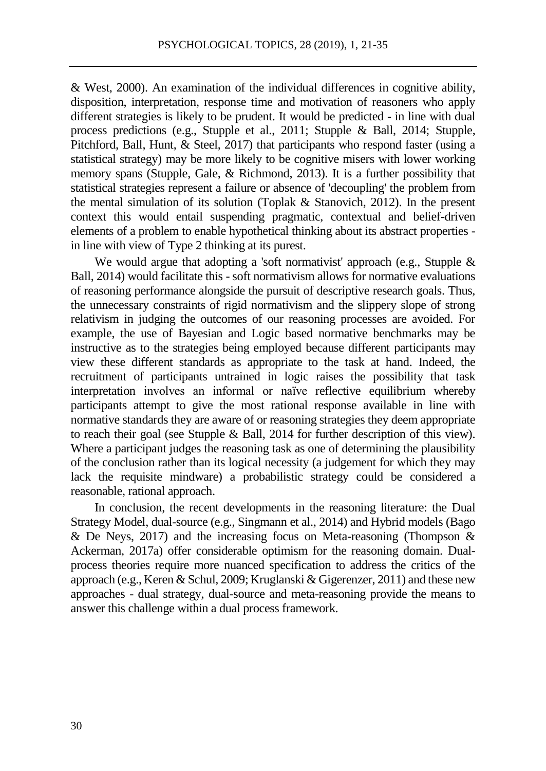& West, 2000). An examination of the individual differences in cognitive ability, disposition, interpretation, response time and motivation of reasoners who apply different strategies is likely to be prudent. It would be predicted - in line with dual process predictions (e.g., Stupple et al., 2011; Stupple & Ball, 2014; Stupple, Pitchford, Ball, Hunt, & Steel, 2017) that participants who respond faster (using a statistical strategy) may be more likely to be cognitive misers with lower working memory spans (Stupple, Gale, & Richmond, 2013). It is a further possibility that statistical strategies represent a failure or absence of 'decoupling' the problem from the mental simulation of its solution (Toplak & Stanovich, 2012). In the present context this would entail suspending pragmatic, contextual and belief-driven elements of a problem to enable hypothetical thinking about its abstract properties - in line with view of Type 2 thinking at its purest.

We would argue that adopting a 'soft normativist' approach (e.g., Stupple & Ball, 2014) would facilitate this - soft normativism allows for normative evaluations of reasoning performance alongside the pursuit of descriptive research goals. Thus, the unnecessary constraints of rigid normativism and the slippery slope of strong relativism in judging the outcomes of our reasoning processes are avoided. For example, the use of Bayesian and Logic based normative benchmarks may be instructive as to the strategies being employed because different participants may view these different standards as appropriate to the task at hand. Indeed, the recruitment of participants untrained in logic raises the possibility that task interpretation involves an informal or naïve reflective equilibrium whereby participants attempt to give the most rational response available in line with normative standards they are aware of or reasoning strategies they deem appropriate to reach their goal (see Stupple & Ball, 2014 for further description of this view). Where a participant judges the reasoning task as one of determining the plausibility of the conclusion rather than its logical necessity (a judgement for which they may lack the requisite mindware) a probabilistic strategy could be considered a reasonable, rational approach.

In conclusion, the recent developments in the reasoning literature: the Dual Strategy Model, dual-source (e.g., Singmann et al., 2014) and Hybrid models (Bago & De Neys, 2017) and the increasing focus on Meta-reasoning (Thompson & Ackerman, 2017a) offer considerable optimism for the reasoning domain. Dual-process theories require more nuanced specification to address the critics of the approach (e.g., Keren & Schul, 2009; Kruglanski & Gigerenzer, 2011) and these new approaches - dual strategy, dual-source and meta-reasoning provide the means to answer this challenge within a dual process framework.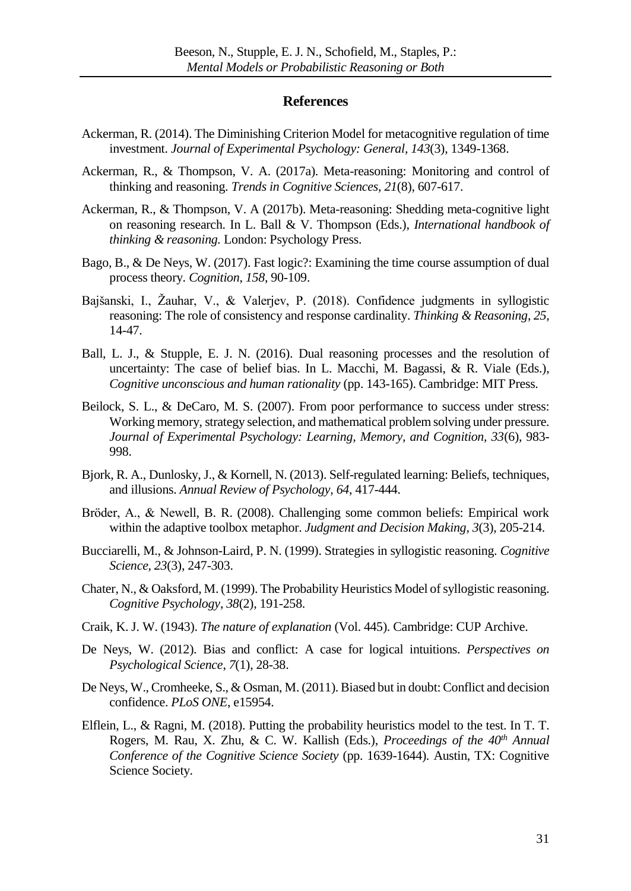## References

Ackerman, R. (2014). The Diminishing Criterion Model for metacognitive regulation of time investment. *Journal of Experimental Psychology: General*, *143*(3), 1349-1368.

Ackerman, R., & Thompson, V. A. (2017a). Meta-reasoning: Monitoring and control of thinking and reasoning. *Trends in Cognitive Sciences*, *21*(8), 607-617.

Ackerman, R., & Thompson, V. A (2017b). Meta-reasoning: Shedding meta-cognitive light on reasoning research. In L. Ball & V. Thompson (Eds.), *International handbook of thinking & reasoning.* London: Psychology Press.

Bago, B., & De Neys, W. (2017). Fast logic?: Examining the time course assumption of dual process theory. *Cognition*, *158*, 90-109.

Bajšanski, I., Žauhar, V., & Valerjev, P. (2018). Confidence judgments in syllogistic reasoning: The role of consistency and response cardinality. *Thinking & Reasoning*, *25*, 14-47.

Ball, L. J., & Stupple, E. J. N. (2016). Dual reasoning processes and the resolution of uncertainty: The case of belief bias. In L. Macchi, M. Bagassi, & R. Viale (Eds.), *Cognitive unconscious and human rationality* (pp. 143-165). Cambridge: MIT Press.

Beilock, S. L., & DeCaro, M. S. (2007). From poor performance to success under stress: Working memory, strategy selection, and mathematical problem solving under pressure. *Journal of Experimental Psychology: Learning, Memory, and Cognition*, *33*(6), 983-998.

Bjork, R. A., Dunlosky, J., & Kornell, N. (2013). Self-regulated learning: Beliefs, techniques, and illusions. *Annual Review of Psychology*, *64*, 417-444.

Bröder, A., & Newell, B. R. (2008). Challenging some common beliefs: Empirical work within the adaptive toolbox metaphor. *Judgment and Decision Making*, *3*(3), 205-214.

Bucciarelli, M., & Johnson-Laird, P. N. (1999). Strategies in syllogistic reasoning. *Cognitive Science*, *23*(3), 247-303.

Chater, N., & Oaksford, M. (1999). The Probability Heuristics Model of syllogistic reasoning. *Cognitive Psychology*, *38*(2), 191-258.

Craik, K. J. W. (1943). *The nature of explanation* (Vol. 445). Cambridge: CUP Archive.

De Neys, W. (2012). Bias and conflict: A case for logical intuitions. *Perspectives on Psychological Science*, *7*(1), 28-38.

De Neys, W., Cromheeke, S., & Osman, M. (2011). Biased but in doubt: Conflict and decision confidence. *PLoS ONE*, e15954.

Elflein, L., & Ragni, M. (2018). Putting the probability heuristics model to the test. In T. T. Rogers, M. Rau, X. Zhu, & C. W. Kallish (Eds.), *Proceedings of the 40th Annual Conference of the Cognitive Science Society* (pp. 1639-1644). Austin, TX: Cognitive Science Society.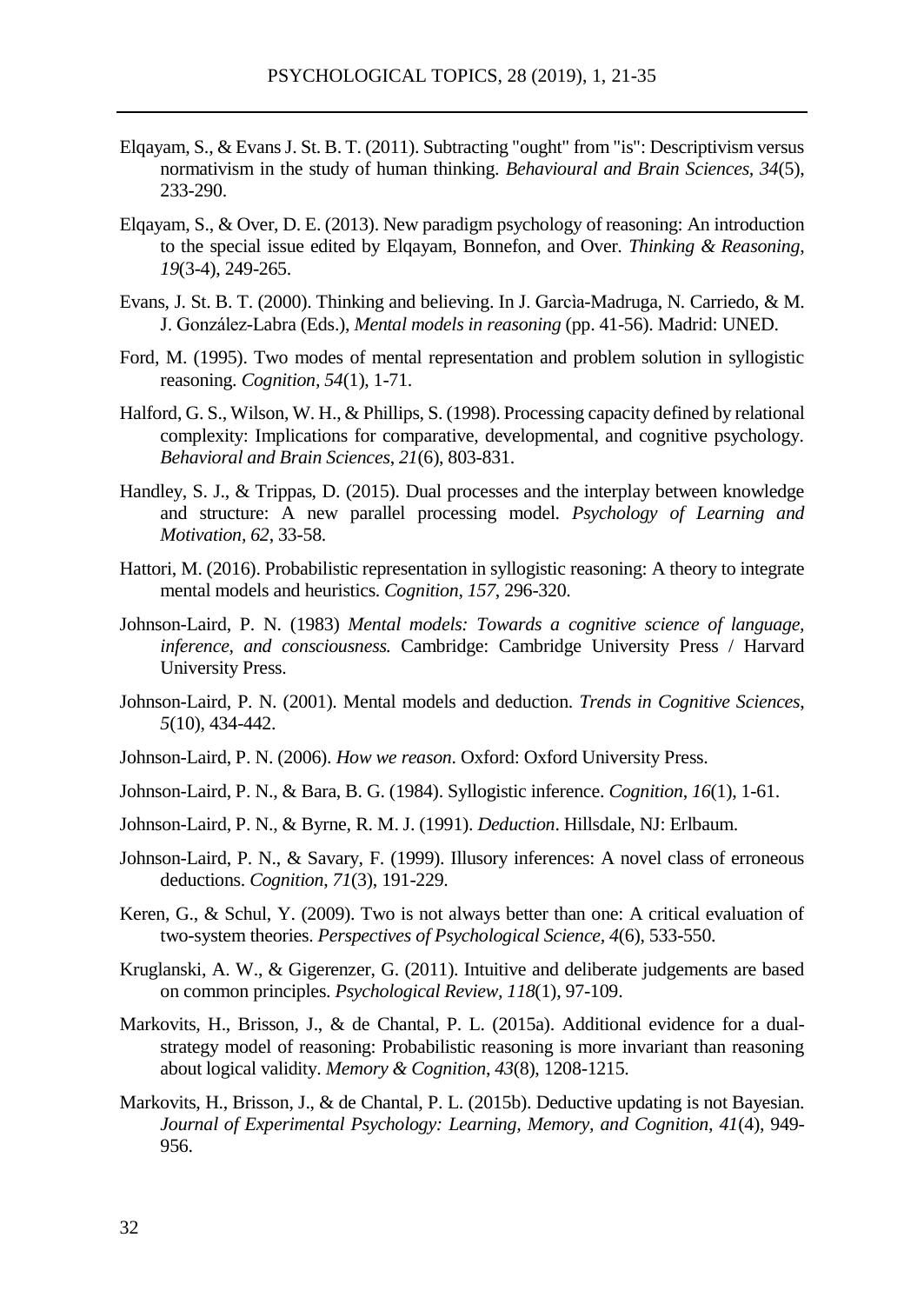Elqayam, S., & Evans J. St. B. T. (2011). Subtracting "ought" from "is": Descriptivism versus normativism in the study of human thinking. *Behavioural and Brain Sciences, 34*(5), 233-290.

Elqayam, S., & Over, D. E. (2013). New paradigm psychology of reasoning: An introduction to the special issue edited by Elqayam, Bonnefon, and Over. *Thinking & Reasoning, 19*(3-4), 249-265.

Evans, J. St. B. T. (2000). Thinking and believing. In J. Garcìa-Madruga, N. Carriedo, & M. J. González-Labra (Eds.), *Mental models in reasoning* (pp. 41-56). Madrid: UNED.

Ford, M. (1995). Two modes of mental representation and problem solution in syllogistic reasoning. *Cognition, 54*(1), 1-71.

Halford, G. S., Wilson, W. H., & Phillips, S. (1998). Processing capacity defined by relational complexity: Implications for comparative, developmental, and cognitive psychology. *Behavioral and Brain Sciences, 21*(6), 803-831.

Handley, S. J., & Trippas, D. (2015). Dual processes and the interplay between knowledge and structure: A new parallel processing model. *Psychology of Learning and Motivation, 62*, 33-58.

Hattori, M. (2016). Probabilistic representation in syllogistic reasoning: A theory to integrate mental models and heuristics. *Cognition, 157*, 296-320.

Johnson-Laird, P. N. (1983) *Mental models: Towards a cognitive science of language, inference, and consciousness.* Cambridge: Cambridge University Press / Harvard University Press.

Johnson-Laird, P. N. (2001). Mental models and deduction. *Trends in Cognitive Sciences, 5*(10), 434-442.

Johnson-Laird, P. N. (2006). *How we reason*. Oxford: Oxford University Press.

Johnson-Laird, P. N., & Bara, B. G. (1984). Syllogistic inference. *Cognition, 16*(1), 1-61.

Johnson-Laird, P. N., & Byrne, R. M. J. (1991). *Deduction*. Hillsdale, NJ: Erlbaum.

Johnson-Laird, P. N., & Savary, F. (1999). Illusory inferences: A novel class of erroneous deductions. *Cognition, 71*(3), 191-229.

Keren, G., & Schul, Y. (2009). Two is not always better than one: A critical evaluation of two-system theories. *Perspectives of Psychological Science, 4*(6), 533-550.

Kruglanski, A. W., & Gigerenzer, G. (2011). Intuitive and deliberate judgements are based on common principles. *Psychological Review, 118*(1), 97-109.

Markovits, H., Brisson, J., & de Chantal, P. L. (2015a). Additional evidence for a dual-strategy model of reasoning: Probabilistic reasoning is more invariant than reasoning about logical validity. *Memory & Cognition, 43*(8), 1208-1215.

Markovits, H., Brisson, J., & de Chantal, P. L. (2015b). Deductive updating is not Bayesian. *Journal of Experimental Psychology: Learning, Memory, and Cognition, 41*(4), 949-956.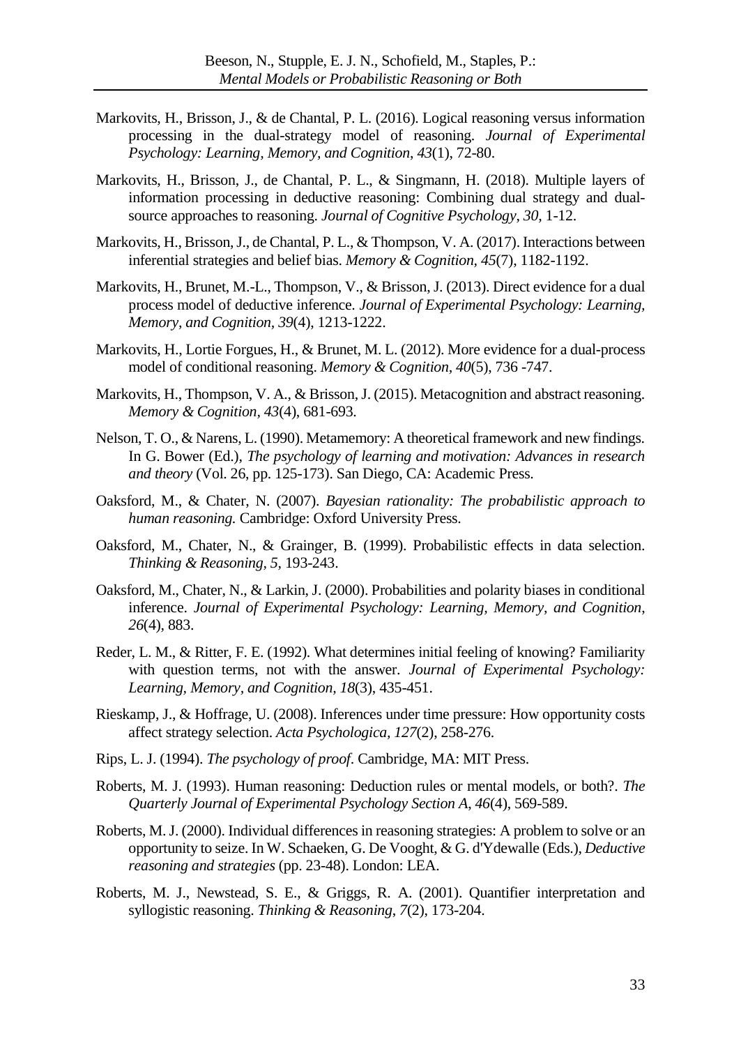Markovits, H., Brisson, J., & de Chantal, P. L. (2016). Logical reasoning versus information processing in the dual-strategy model of reasoning. *Journal of Experimental Psychology: Learning, Memory, and Cognition*, *43*(1), 72-80.

Markovits, H., Brisson, J., de Chantal, P. L., & Singmann, H. (2018). Multiple layers of information processing in deductive reasoning: Combining dual strategy and dual-source approaches to reasoning. *Journal of Cognitive Psychology*, *30*, 1-12.

Markovits, H., Brisson, J., de Chantal, P. L., & Thompson, V. A. (2017). Interactions between inferential strategies and belief bias. *Memory & Cognition*, *45*(7), 1182-1192.

Markovits, H., Brunet, M.-L., Thompson, V., & Brisson, J. (2013). Direct evidence for a dual process model of deductive inference. *Journal of Experimental Psychology: Learning, Memory, and Cognition*, *39*(4), 1213-1222.

Markovits, H., Lortie Forgues, H., & Brunet, M. L. (2012). More evidence for a dual-process model of conditional reasoning. *Memory & Cognition*, *40*(5), 736 -747.

Markovits, H., Thompson, V. A., & Brisson, J. (2015). Metacognition and abstract reasoning. *Memory & Cognition*, *43*(4), 681-693.

Nelson, T. O., & Narens, L. (1990). Metamemory: A theoretical framework and new findings. In G. Bower (Ed.), *The psychology of learning and motivation: Advances in research and theory* (Vol. 26, pp. 125-173). San Diego, CA: Academic Press.

Oaksford, M., & Chater, N. (2007). *Bayesian rationality: The probabilistic approach to human reasoning.* Cambridge: Oxford University Press.

Oaksford, M., Chater, N., & Grainger, B. (1999). Probabilistic effects in data selection. *Thinking & Reasoning*, *5*, 193-243.

Oaksford, M., Chater, N., & Larkin, J. (2000). Probabilities and polarity biases in conditional inference. *Journal of Experimental Psychology: Learning, Memory, and Cognition*, *26*(4), 883.

Reder, L. M., & Ritter, F. E. (1992). What determines initial feeling of knowing? Familiarity with question terms, not with the answer. *Journal of Experimental Psychology: Learning, Memory, and Cognition*, *18*(3), 435-451.

Rieskamp, J., & Hoffrage, U. (2008). Inferences under time pressure: How opportunity costs affect strategy selection. *Acta Psychologica*, *127*(2), 258-276.

Rips, L. J. (1994). *The psychology of proof*. Cambridge, MA: MIT Press.

Roberts, M. J. (1993). Human reasoning: Deduction rules or mental models, or both?. *The Quarterly Journal of Experimental Psychology Section A*, *46*(4), 569-589.

Roberts, M. J. (2000). Individual differences in reasoning strategies: A problem to solve or an opportunity to seize. In W. Schaeken, G. De Vooght, & G. d'Ydewalle (Eds.), *Deductive reasoning and strategies* (pp. 23-48). London: LEA.

Roberts, M. J., Newstead, S. E., & Griggs, R. A. (2001). Quantifier interpretation and syllogistic reasoning. *Thinking & Reasoning*, *7*(2), 173-204.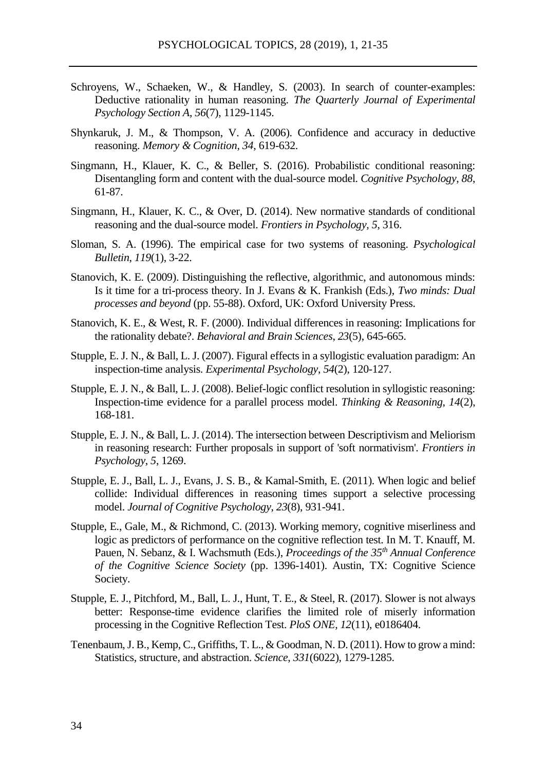Schroyens, W., Schaeken, W., & Handley, S. (2003). In search of counter-examples: Deductive rationality in human reasoning. *The Quarterly Journal of Experimental Psychology Section A*, *56*(7), 1129-1145.

Shynkaruk, J. M., & Thompson, V. A. (2006). Confidence and accuracy in deductive reasoning. *Memory & Cognition*, *34*, 619-632.

Singmann, H., Klauer, K. C., & Beller, S. (2016). Probabilistic conditional reasoning: Disentangling form and content with the dual-source model. *Cognitive Psychology*, *88*, 61-87.

Singmann, H., Klauer, K. C., & Over, D. (2014). New normative standards of conditional reasoning and the dual-source model. *Frontiers in Psychology*, *5*, 316.

Sloman, S. A. (1996). The empirical case for two systems of reasoning. *Psychological Bulletin*, *119*(1), 3-22.

Stanovich, K. E. (2009). Distinguishing the reflective, algorithmic, and autonomous minds: Is it time for a tri-process theory. In J. Evans & K. Frankish (Eds.), *Two minds: Dual processes and beyond* (pp. 55-88). Oxford, UK: Oxford University Press.

Stanovich, K. E., & West, R. F. (2000). Individual differences in reasoning: Implications for the rationality debate?. *Behavioral and Brain Sciences*, *23*(5), 645-665.

Stupple, E. J. N., & Ball, L. J. (2007). Figural effects in a syllogistic evaluation paradigm: An inspection-time analysis. *Experimental Psychology*, *54*(2), 120-127.

Stupple, E. J. N., & Ball, L. J. (2008). Belief-logic conflict resolution in syllogistic reasoning: Inspection-time evidence for a parallel process model. *Thinking & Reasoning*, *14*(2), 168-181.

Stupple, E. J. N., & Ball, L. J. (2014). The intersection between Descriptivism and Meliorism in reasoning research: Further proposals in support of 'soft normativism'. *Frontiers in Psychology*, *5*, 1269.

Stupple, E. J., Ball, L. J., Evans, J. S. B., & Kamal-Smith, E. (2011). When logic and belief collide: Individual differences in reasoning times support a selective processing model. *Journal of Cognitive Psychology*, *23*(8), 931-941.

Stupple, E., Gale, M., & Richmond, C. (2013). Working memory, cognitive miserliness and logic as predictors of performance on the cognitive reflection test. In M. T. Knauff, M. Pauen, N. Sebanz, & I. Wachsmuth (Eds.), *Proceedings of the 35th Annual Conference of the Cognitive Science Society* (pp. 1396-1401). Austin, TX: Cognitive Science Society.

Stupple, E. J., Pitchford, M., Ball, L. J., Hunt, T. E., & Steel, R. (2017). Slower is not always better: Response-time evidence clarifies the limited role of miserly information processing in the Cognitive Reflection Test. *PloS ONE*, *12*(11), e0186404.

Tenenbaum, J. B., Kemp, C., Griffiths, T. L., & Goodman, N. D. (2011). How to grow a mind: Statistics, structure, and abstraction. *Science*, *331*(6022), 1279-1285.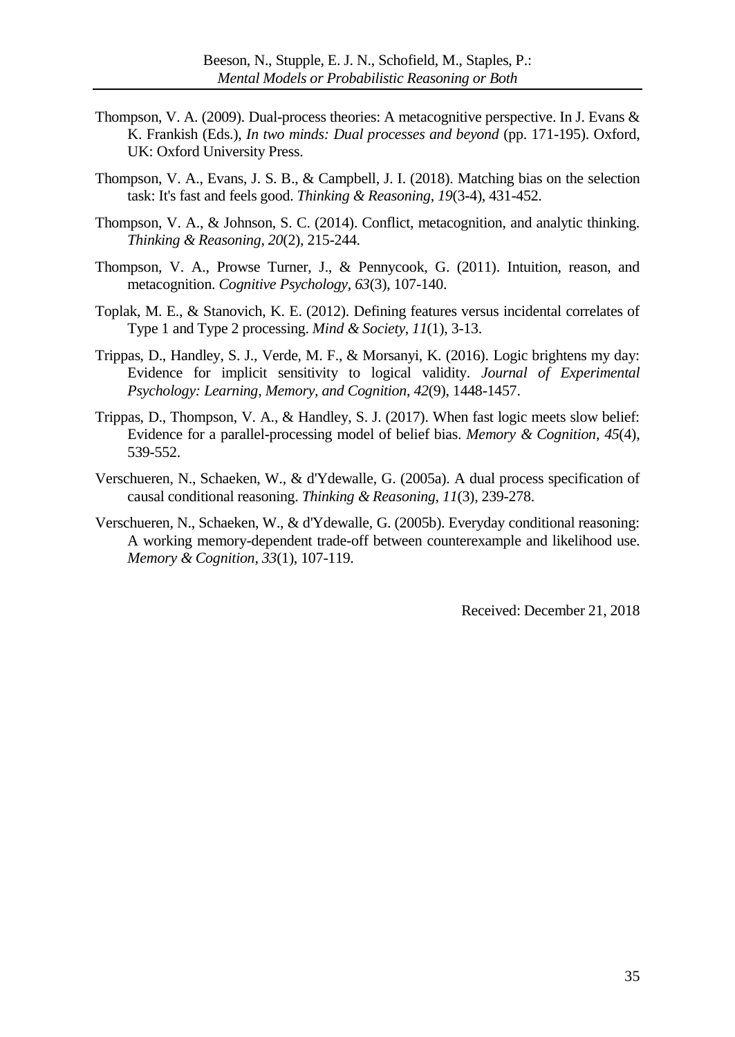Thompson, V. A. (2009). Dual-process theories: A metacognitive perspective. In J. Evans & K. Frankish (Eds.), *In two minds: Dual processes and beyond* (pp. 171-195). Oxford, UK: Oxford University Press.

Thompson, V. A., Evans, J. S. B., & Campbell, J. I. (2018). Matching bias on the selection task: It's fast and feels good. *Thinking & Reasoning, 19*(3-4), 431-452.

Thompson, V. A., & Johnson, S. C. (2014). Conflict, metacognition, and analytic thinking. *Thinking & Reasoning, 20*(2), 215-244.

Thompson, V. A., Prowse Turner, J., & Pennycook, G. (2011). Intuition, reason, and metacognition. *Cognitive Psychology, 63*(3), 107-140.

Toplak, M. E., & Stanovich, K. E. (2012). Defining features versus incidental correlates of Type 1 and Type 2 processing. *Mind & Society, 11*(1), 3-13.

Trippas, D., Handley, S. J., Verde, M. F., & Morsanyi, K. (2016). Logic brightens my day: Evidence for implicit sensitivity to logical validity. *Journal of Experimental Psychology: Learning, Memory, and Cognition*, *42*(9), 1448-1457.

Trippas, D., Thompson, V. A., & Handley, S. J. (2017). When fast logic meets slow belief: Evidence for a parallel-processing model of belief bias. *Memory & Cognition*, *45*(4), 539-552.

Verschueren, N., Schaeken, W., & d'Ydewalle, G. (2005a). A dual process specification of causal conditional reasoning. *Thinking & Reasoning, 11*(3), 239-278.

Verschueren, N., Schaeken, W., & d'Ydewalle, G. (2005b). Everyday conditional reasoning: A working memory-dependent trade-off between counterexample and likelihood use. *Memory & Cognition, 33*(1), 107-119.

Received: December 21, 2018